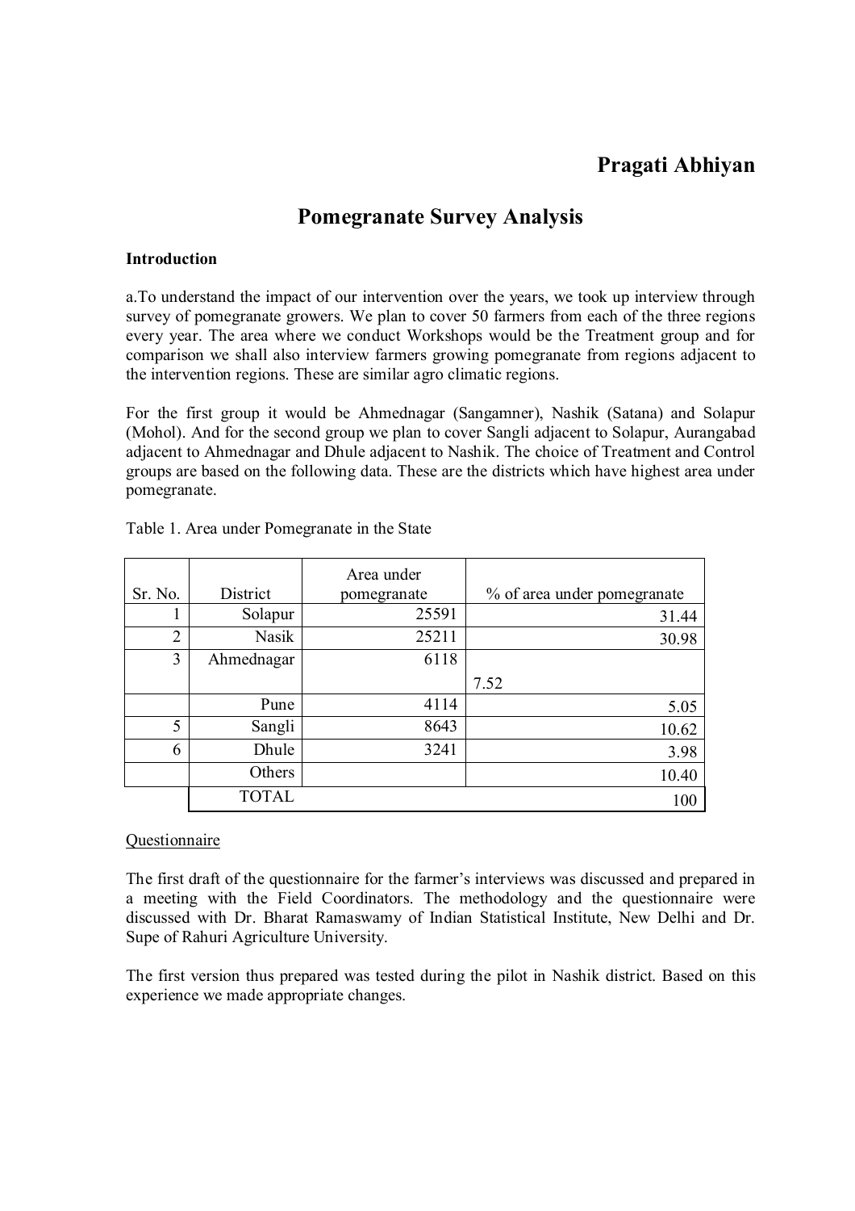# Pragati Abhiyan

## Pomegranate Survey Analysis

**Introduction**

a.To understand the impact of our intervention over the years, we took up interview through survey of pomegranate growers. We plan to cover 50 farmers from each of the three regions every year. The area where we conduct Workshops would be the Treatment group and for comparison we shall also interview farmers growing pomegranate from regions adjacent to the intervention regions. These are similar agro climatic regions.

For the first group it would be Ahmednagar (Sangamner), Nashik (Satana) and Solapur (Mohol). And for the second group we plan to cover Sangli adjacent to Solapur, Aurangabad adjacent to Ahmednagar and Dhule adjacent to Nashik. The choice of Treatment and Control groups are based on the following data. These are the districts which have highest area under pomegranate.

Table 1. Area under Pomegranate in the State

| Sr. No. | District | Area under pomegranate | % of area under pomegranate |
|---|---|---|---|
| 1 | Solapur | 25591 | 31.44 |
| 2 | Nasik | 25211 | 30.98 |
| 3 | Ahmednagar | 6118 | 7.52 |
| | Pune | 4114 | 5.05 |
| 5 | Sangli | 8643 | 10.62 |
| 6 | Dhule | 3241 | 3.98 |
| | Others | | 10.40 |
| | TOTAL | | 100 |

<u>Questionnaire</u>

The first draft of the questionnaire for the farmer's interviews was discussed and prepared in a meeting with the Field Coordinators. The methodology and the questionnaire were discussed with Dr. Bharat Ramaswamy of Indian Statistical Institute, New Delhi and Dr. Supe of Rahuri Agriculture University.

The first version thus prepared was tested during the pilot in Nashik district. Based on this experience we made appropriate changes.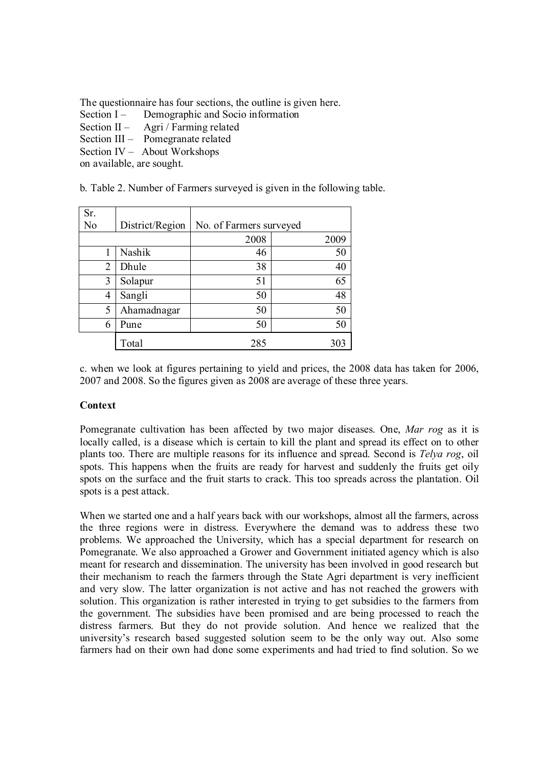The questionnaire has four sections, the outline is given here.

Section I – Demographic and Socio information
Section II – Agri / Farming related
Section III – Pomegranate related
Section IV – About Workshops
on available, are sought.

b. Table 2. Number of Farmers surveyed is given in the following table.

| Sr. No | District/Region | No. of Farmers surveyed | |
|---|---|---|---|
| | | 2008 | 2009 |
| 1 | Nashik | 46 | 50 |
| 2 | Dhule | 38 | 40 |
| 3 | Solapur | 51 | 65 |
| 4 | Sangli | 50 | 48 |
| 5 | Ahamadnagar | 50 | 50 |
| 6 | Pune | 50 | 50 |
| | Total | 285 | 303 |

c. when we look at figures pertaining to yield and prices, the 2008 data has taken for 2006, 2007 and 2008. So the figures given as 2008 are average of these three years.

**Context**

Pomegranate cultivation has been affected by two major diseases. One, *Mar rog* as it is locally called, is a disease which is certain to kill the plant and spread its effect on to other plants too. There are multiple reasons for its influence and spread. Second is *Telya rog*, oil spots. This happens when the fruits are ready for harvest and suddenly the fruits get oily spots on the surface and the fruit starts to crack. This too spreads across the plantation. Oil spots is a pest attack.

When we started one and a half years back with our workshops, almost all the farmers, across the three regions were in distress. Everywhere the demand was to address these two problems. We approached the University, which has a special department for research on Pomegranate. We also approached a Grower and Government initiated agency which is also meant for research and dissemination. The university has been involved in good research but their mechanism to reach the farmers through the State Agri department is very inefficient and very slow. The latter organization is not active and has not reached the growers with solution. This organization is rather interested in trying to get subsidies to the farmers from the government. The subsidies have been promised and are being processed to reach the distress farmers. But they do not provide solution. And hence we realized that the university's research based suggested solution seem to be the only way out. Also some farmers had on their own had done some experiments and had tried to find solution. So we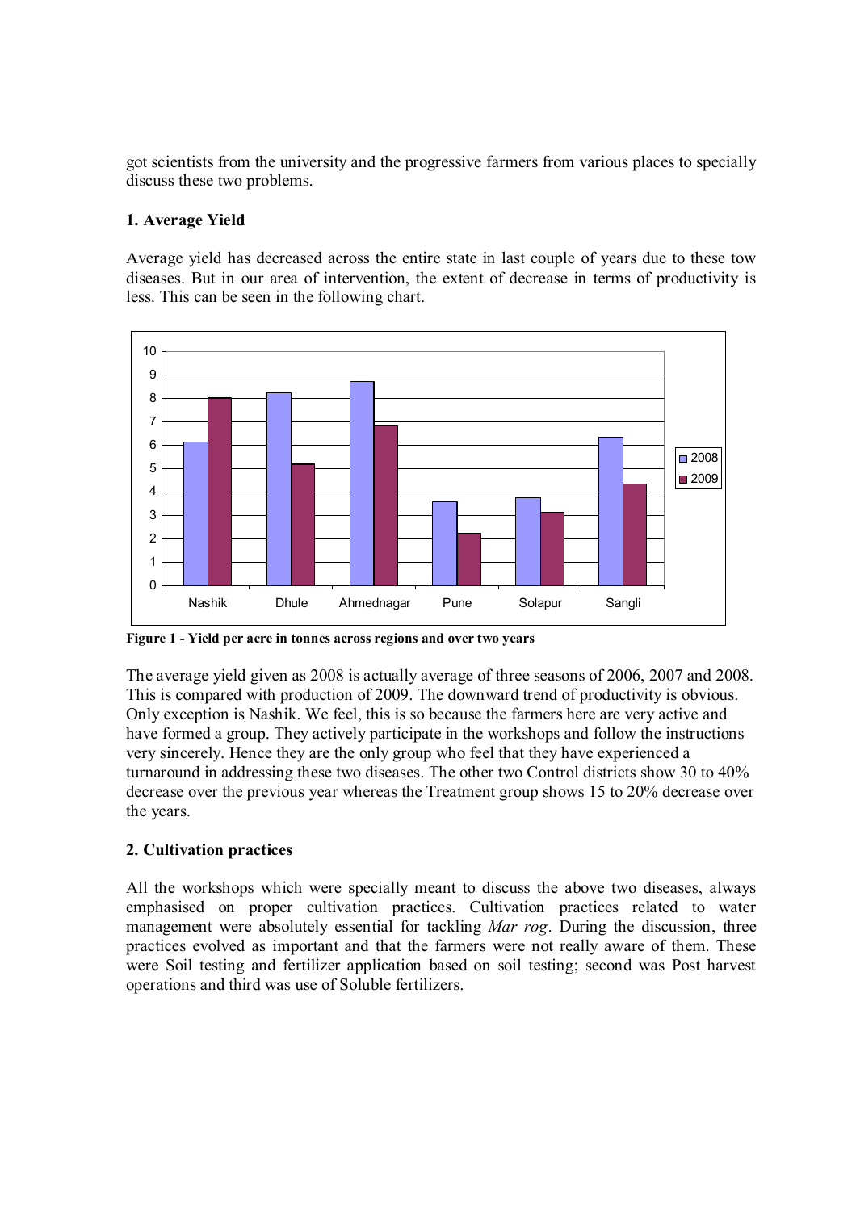got scientists from the university and the progressive farmers from various places to specially discuss these two problems.

### 1. Average Yield

Average yield has decreased across the entire state in last couple of years due to these tow diseases. But in our area of intervention, the extent of decrease in terms of productivity is less. This can be seen in the following chart.

10
9
8
7
6
5
4
3
2
1
0

Nashik
Dhule
Ahmednagar
Pune
Solapur
Sangli

2008
2009

**Figure 1 - Yield per acre in tonnes across regions and over two years**

The average yield given as 2008 is actually average of three seasons of 2006, 2007 and 2008. This is compared with production of 2009. The downward trend of productivity is obvious. Only exception is Nashik. We feel, this is so because the farmers here are very active and have formed a group. They actively participate in the workshops and follow the instructions very sincerely. Hence they are the only group who feel that they have experienced a turnaround in addressing these two diseases. The other two Control districts show 30 to 40% decrease over the previous year whereas the Treatment group shows 15 to 20% decrease over the years.

### 2. Cultivation practices

All the workshops which were specially meant to discuss the above two diseases, always emphasised on proper cultivation practices. Cultivation practices related to water management were absolutely essential for tackling *Mar rog*. During the discussion, three practices evolved as important and that the farmers were not really aware of them. These were Soil testing and fertilizer application based on soil testing; second was Post harvest operations and third was use of Soluble fertilizers.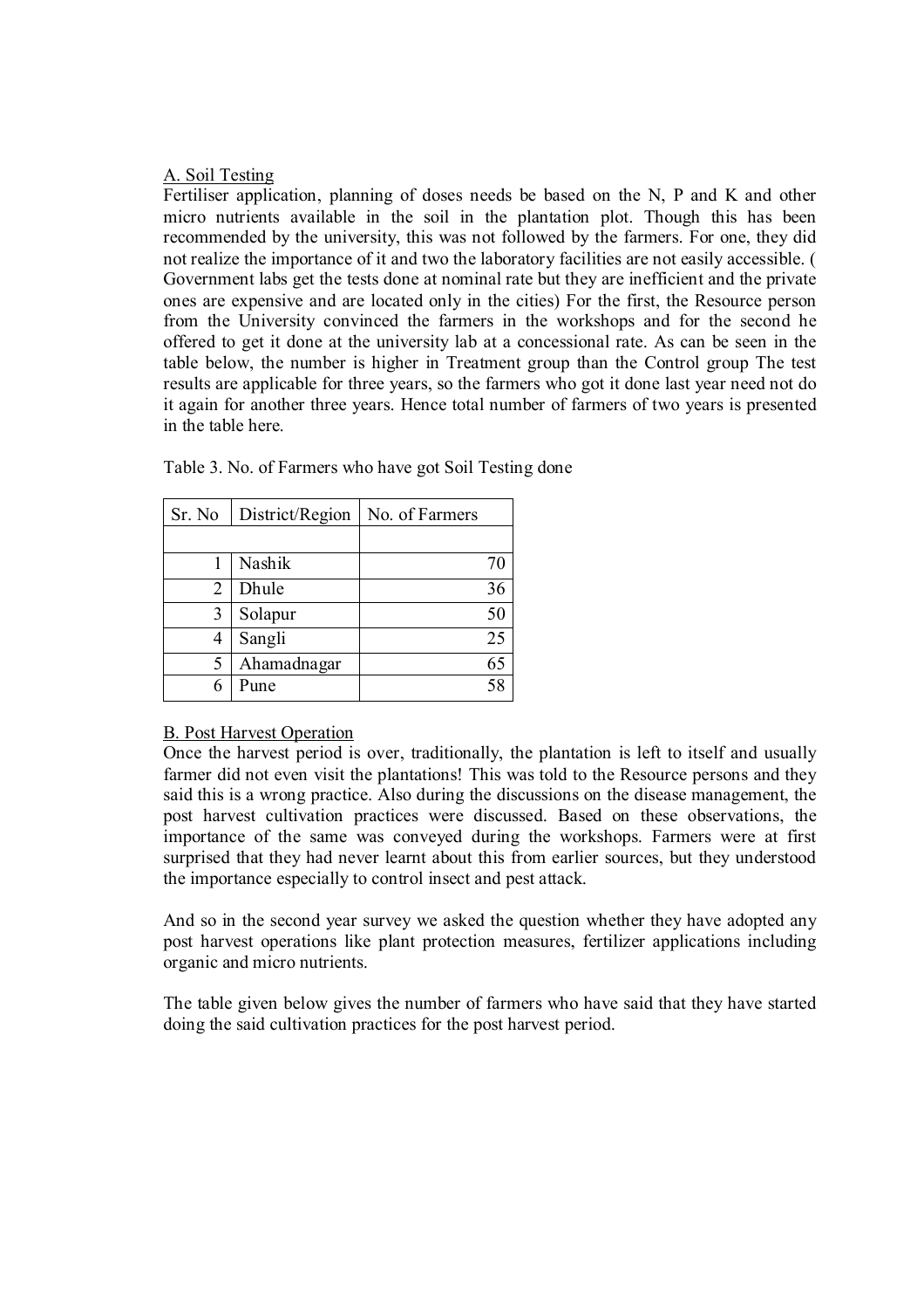A. Soil Testing

Fertiliser application, planning of doses needs be based on the N, P and K and other micro nutrients available in the soil in the plantation plot. Though this has been recommended by the university, this was not followed by the farmers. For one, they did not realize the importance of it and two the laboratory facilities are not easily accessible. ( Government labs get the tests done at nominal rate but they are inefficient and the private ones are expensive and are located only in the cities) For the first, the Resource person from the University convinced the farmers in the workshops and for the second he offered to get it done at the university lab at a concessional rate. As can be seen in the table below, the number is higher in Treatment group than the Control group The test results are applicable for three years, so the farmers who got it done last year need not do it again for another three years. Hence total number of farmers of two years is presented in the table here.

Table 3. No. of Farmers who have got Soil Testing done

| Sr. No | District/Region | No. of Farmers |
|---|---|---|
| | | |
| 1 | Nashik | 70 |
| 2 | Dhule | 36 |
| 3 | Solapur | 50 |
| 4 | Sangli | 25 |
| 5 | Ahamadnagar | 65 |
| 6 | Pune | 58 |

B. Post Harvest Operation

Once the harvest period is over, traditionally, the plantation is left to itself and usually farmer did not even visit the plantations! This was told to the Resource persons and they said this is a wrong practice. Also during the discussions on the disease management, the post harvest cultivation practices were discussed. Based on these observations, the importance of the same was conveyed during the workshops. Farmers were at first surprised that they had never learnt about this from earlier sources, but they understood the importance especially to control insect and pest attack.

And so in the second year survey we asked the question whether they have adopted any post harvest operations like plant protection measures, fertilizer applications including organic and micro nutrients.

The table given below gives the number of farmers who have said that they have started doing the said cultivation practices for the post harvest period.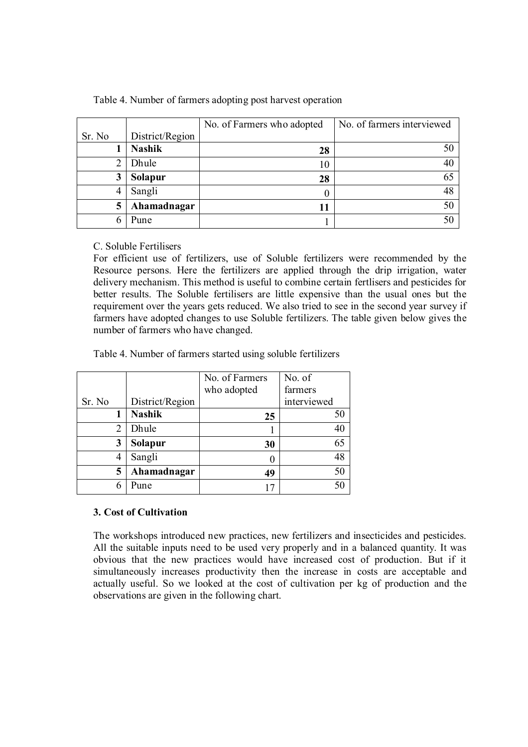Table 4. Number of farmers adopting post harvest operation

| Sr. No | District/Region | No. of Farmers who adopted | No. of farmers interviewed |
|---|---|---|---|
| **1** | **Nashik** | **28** | 50 |
| 2 | Dhule | 10 | 40 |
| **3** | **Solapur** | **28** | 65 |
| 4 | Sangli | 0 | 48 |
| **5** | **Ahamadnagar** | **11** | 50 |
| 6 | Pune | 1 | 50 |

C. Soluble Fertilisers

For efficient use of fertilizers, use of Soluble fertilizers were recommended by the Resource persons. Here the fertilizers are applied through the drip irrigation, water delivery mechanism. This method is useful to combine certain fertlisers and pesticides for better results. The Soluble fertilisers are little expensive than the usual ones but the requirement over the years gets reduced. We also tried to see in the second year survey if farmers have adopted changes to use Soluble fertilizers. The table given below gives the number of farmers who have changed.

Table 4. Number of farmers started using soluble fertilizers

| Sr. No | District/Region | No. of Farmers who adopted | No. of farmers interviewed |
|---|---|---|---|
| **1** | **Nashik** | **25** | 50 |
| 2 | Dhule | 1 | 40 |
| **3** | **Solapur** | **30** | 65 |
| 4 | Sangli | 0 | 48 |
| **5** | **Ahamadnagar** | **49** | 50 |
| 6 | Pune | 17 | 50 |

### 3. Cost of Cultivation

The workshops introduced new practices, new fertilizers and insecticides and pesticides. All the suitable inputs need to be used very properly and in a balanced quantity. It was obvious that the new practices would have increased cost of production. But if it simultaneously increases productivity then the increase in costs are acceptable and actually useful. So we looked at the cost of cultivation per kg of production and the observations are given in the following chart.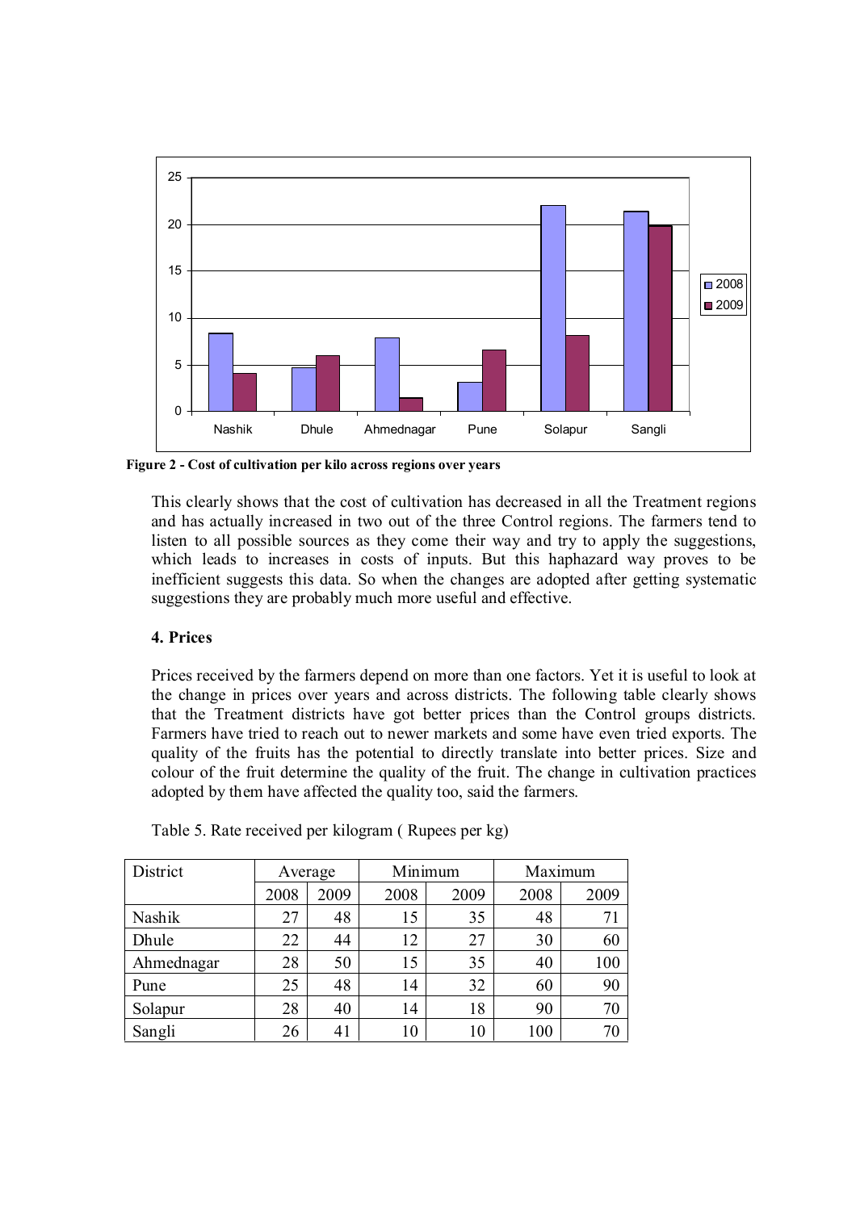25
20
15
10
5
0

Nashik
Dhule
Ahmednagar
Pune
Solapur
Sangli

2008
2009

**Figure 2 - Cost of cultivation per kilo across regions over years**

This clearly shows that the cost of cultivation has decreased in all the Treatment regions and has actually increased in two out of the three Control regions. The farmers tend to listen to all possible sources as they come their way and try to apply the suggestions, which leads to increases in costs of inputs. But this haphazard way proves to be inefficient suggests this data. So when the changes are adopted after getting systematic suggestions they are probably much more useful and effective.

### 4. Prices

Prices received by the farmers depend on more than one factors. Yet it is useful to look at the change in prices over years and across districts. The following table clearly shows that the Treatment districts have got better prices than the Control groups districts. Farmers have tried to reach out to newer markets and some have even tried exports. The quality of the fruits has the potential to directly translate into better prices. Size and colour of the fruit determine the quality of the fruit. The change in cultivation practices adopted by them have affected the quality too, said the farmers.

Table 5. Rate received per kilogram ( Rupees per kg)

| District | Average | | Minimum | | Maximum | |
|---|---|---|---|---|---|---|
| | 2008 | 2009 | 2008 | 2009 | 2008 | 2009 |
| Nashik | 27 | 48 | 15 | 35 | 48 | 71 |
| Dhule | 22 | 44 | 12 | 27 | 30 | 60 |
| Ahmednagar | 28 | 50 | 15 | 35 | 40 | 100 |
| Pune | 25 | 48 | 14 | 32 | 60 | 90 |
| Solapur | 28 | 40 | 14 | 18 | 90 | 70 |
| Sangli | 26 | 41 | 10 | 10 | 100 | 70 |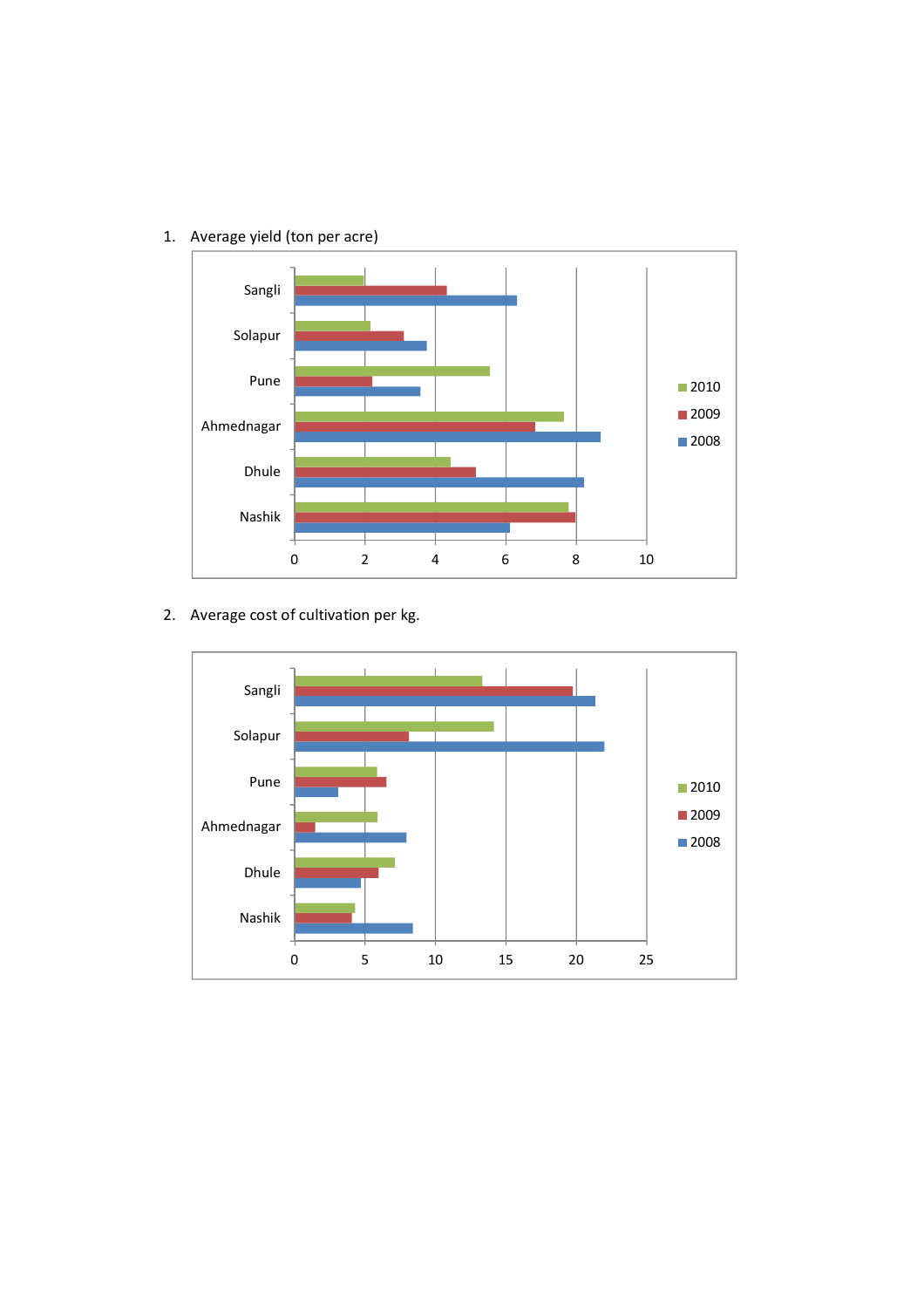1. Average yield (ton per acre)

Sangli
Solapur
Pune
Ahmednagar
Dhule
Nashik

0 2 4 6 8 10

2010
2009
2008

2. Average cost of cultivation per kg.

Sangli
Solapur
Pune
Ahmednagar
Dhule
Nashik

0 5 10 15 20 25

2010
2009
2008